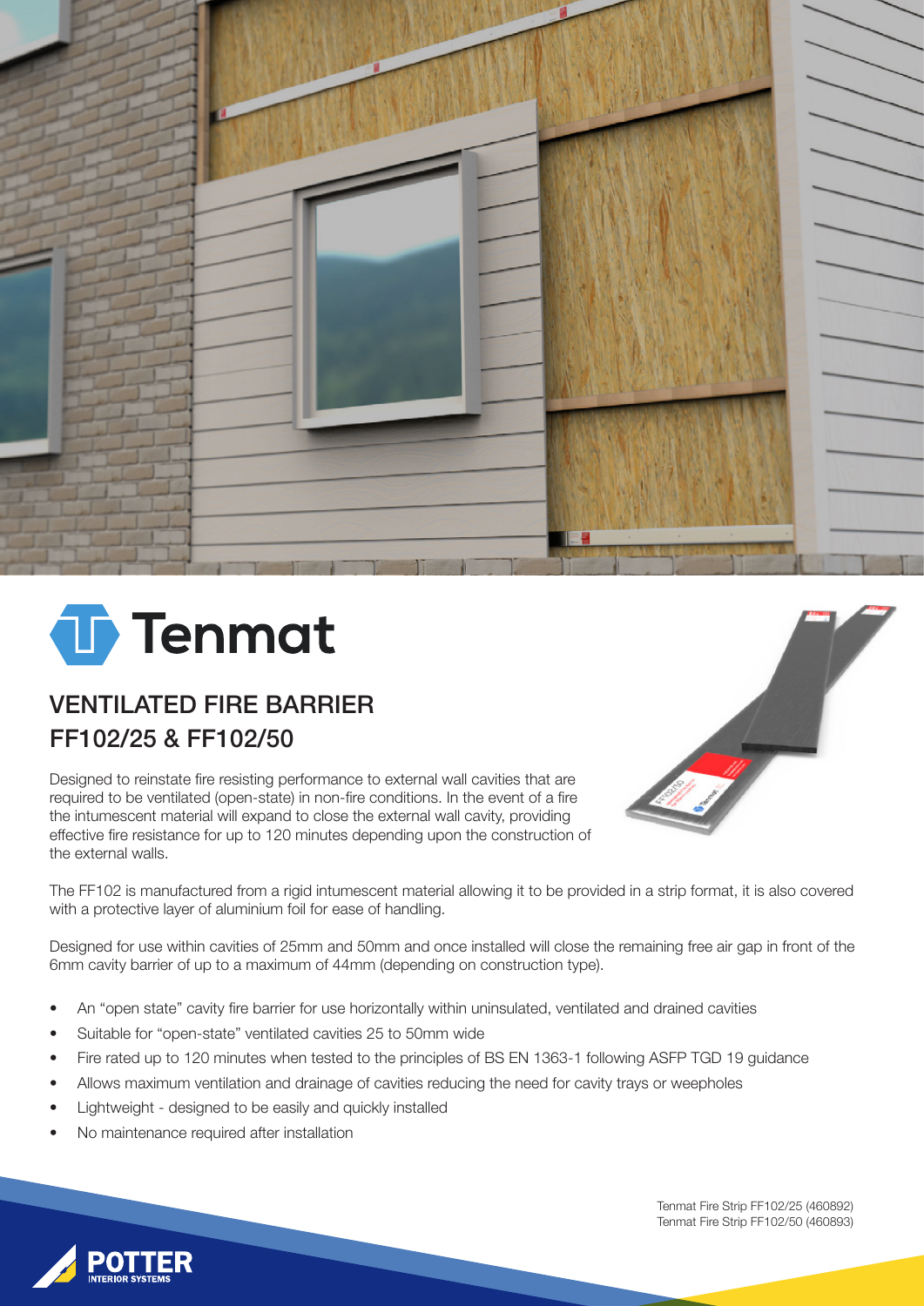# Tenmat

## VENTILATED FIRE BARRIER
## FF102/25 & FF102/50

Designed to reinstate fire resisting performance to external wall cavities that are required to be ventilated (open-state) in non-fire conditions. In the event of a fire the intumescent material will expand to close the external wall cavity, providing effective fire resistance for up to 120 minutes depending upon the construction of the external walls.

The FF102 is manufactured from a rigid intumescent material allowing it to be provided in a strip format, it is also covered with a protective layer of aluminium foil for ease of handling.

Designed for use within cavities of 25mm and 50mm and once installed will close the remaining free air gap in front of the 6mm cavity barrier of up to a maximum of 44mm (depending on construction type).

- An "open state" cavity fire barrier for use horizontally within uninsulated, ventilated and drained cavities
- Suitable for "open-state" ventilated cavities 25 to 50mm wide
- Fire rated up to 120 minutes when tested to the principles of BS EN 1363-1 following ASFP TGD 19 guidance
- Allows maximum ventilation and drainage of cavities reducing the need for cavity trays or weepholes
- Lightweight - designed to be easily and quickly installed
- No maintenance required after installation

Tenmat Fire Strip FF102/25 (460892)
Tenmat Fire Strip FF102/50 (460893)

POTTER INTERIOR SYSTEMS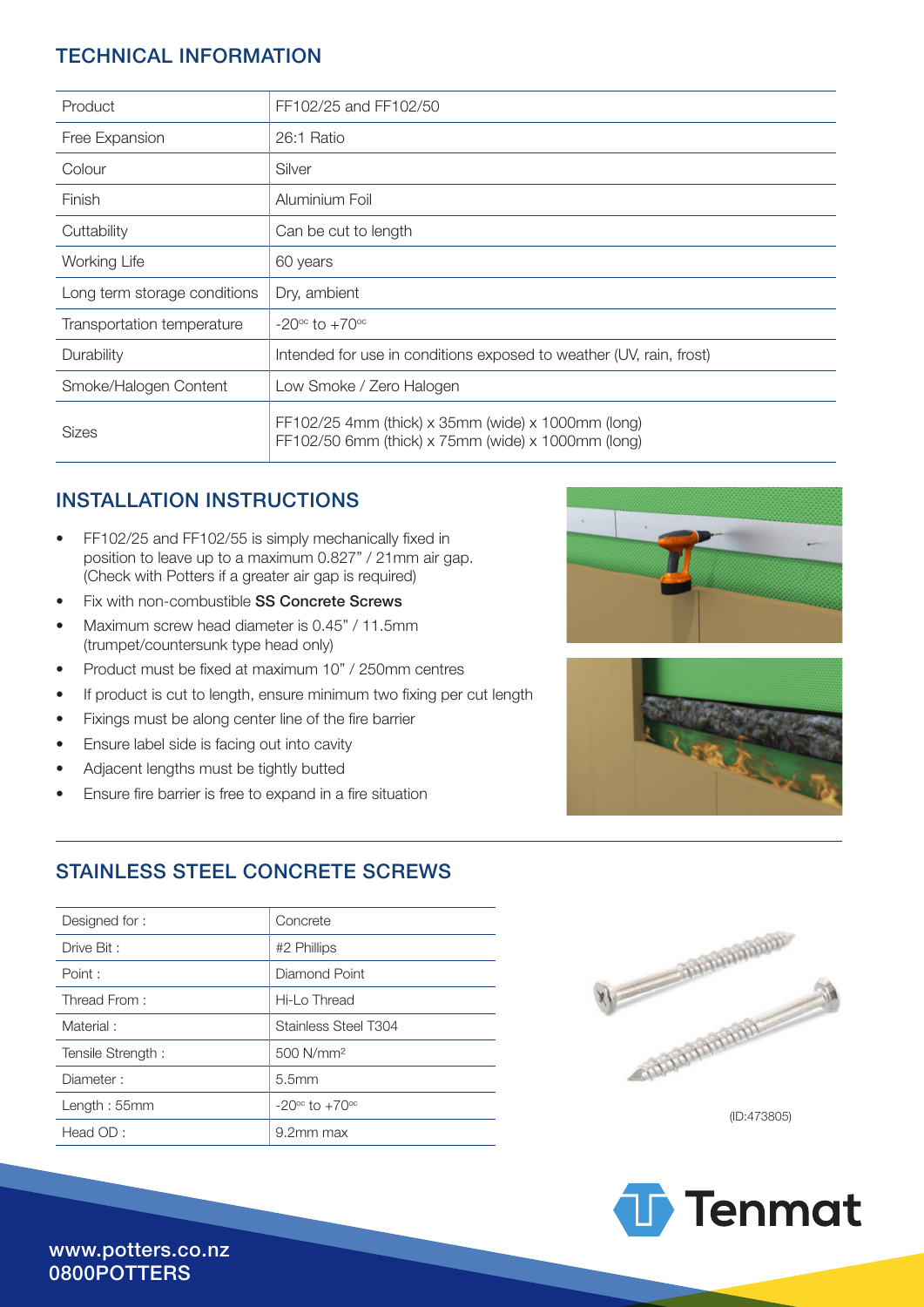## TECHNICAL INFORMATION

| | |
|---|---|
| Product | FF102/25 and FF102/50 |
| Free Expansion | 26:1 Ratio |
| Colour | Silver |
| Finish | Aluminium Foil |
| Cuttability | Can be cut to length |
| Working Life | 60 years |
| Long term storage conditions | Dry, ambient |
| Transportation temperature | -20ºᶜ to +70ºᶜ |
| Durability | Intended for use in conditions exposed to weather (UV, rain, frost) |
| Smoke/Halogen Content | Low Smoke / Zero Halogen |
| Sizes | FF102/25 4mm (thick) x 35mm (wide) x 1000mm (long)<br>FF102/50 6mm (thick) x 75mm (wide) x 1000mm (long) |

## INSTALLATION INSTRUCTIONS

- FF102/25 and FF102/55 is simply mechanically fixed in position to leave up to a maximum 0.827" / 21mm air gap. (Check with Potters if a greater air gap is required)
- Fix with non-combustible **SS Concrete Screws**
- Maximum screw head diameter is 0.45" / 11.5mm (trumpet/countersunk type head only)
- Product must be fixed at maximum 10" / 250mm centres
- If product is cut to length, ensure minimum two fixing per cut length
- Fixings must be along center line of the fire barrier
- Ensure label side is facing out into cavity
- Adjacent lengths must be tightly butted
- Ensure fire barrier is free to expand in a fire situation

## STAINLESS STEEL CONCRETE SCREWS

| | |
|---|---|
| Designed for : | Concrete |
| Drive Bit : | #2 Phillips |
| Point : | Diamond Point |
| Thread From : | Hi-Lo Thread |
| Material : | Stainless Steel T304 |
| Tensile Strength : | 500 N/mm² |
| Diameter : | 5.5mm |
| Length : 55mm | -20ºᶜ to +70ºᶜ |
| Head OD : | 9.2mm max |

(ID:473805)

Tenmat

www.potters.co.nz
0800POTTERS